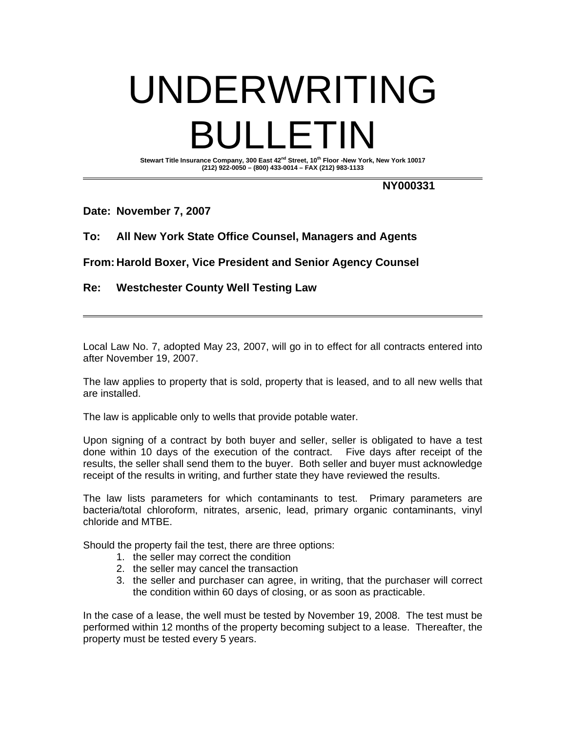# UNDERWRITING BULLETIN

**Stewart Title Insurance Company, 300 East 42nd Street, 10th Floor -New York, New York 10017**
**(212) 922-0050 – (800) 433-0014 – FAX (212) 983-1133**

---

**NY000331**

**Date: November 7, 2007**

**To: All New York State Office Counsel, Managers and Agents**

**From: Harold Boxer, Vice President and Senior Agency Counsel**

**Re: Westchester County Well Testing Law**

---

Local Law No. 7, adopted May 23, 2007, will go in to effect for all contracts entered into after November 19, 2007.

The law applies to property that is sold, property that is leased, and to all new wells that are installed.

The law is applicable only to wells that provide potable water.

Upon signing of a contract by both buyer and seller, seller is obligated to have a test done within 10 days of the execution of the contract. Five days after receipt of the results, the seller shall send them to the buyer. Both seller and buyer must acknowledge receipt of the results in writing, and further state they have reviewed the results.

The law lists parameters for which contaminants to test. Primary parameters are bacteria/total chloroform, nitrates, arsenic, lead, primary organic contaminants, vinyl chloride and MTBE.

Should the property fail the test, there are three options:

1. the seller may correct the condition
2. the seller may cancel the transaction
3. the seller and purchaser can agree, in writing, that the purchaser will correct the condition within 60 days of closing, or as soon as practicable.

In the case of a lease, the well must be tested by November 19, 2008. The test must be performed within 12 months of the property becoming subject to a lease. Thereafter, the property must be tested every 5 years.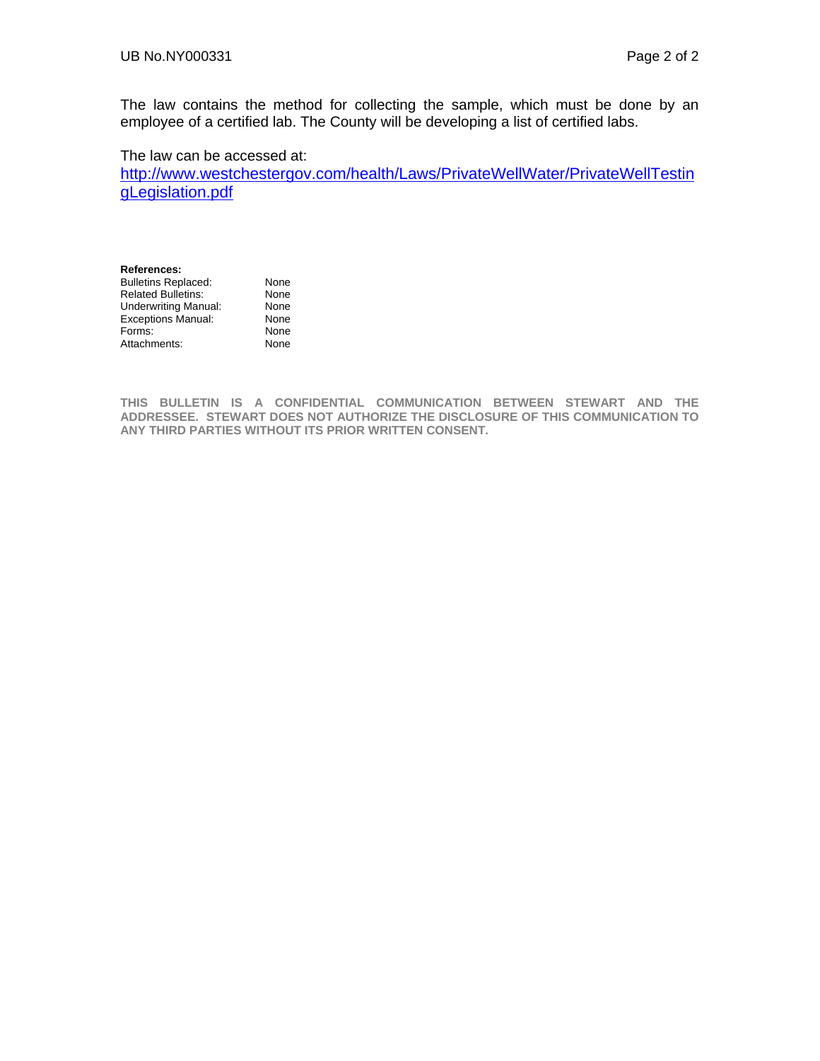The law contains the method for collecting the sample, which must be done by an employee of a certified lab. The County will be developing a list of certified labs.

The law can be accessed at:
http://www.westchestergov.com/health/Laws/PrivateWellWater/PrivateWellTestingLegislation.pdf

**References:**

| | |
|---|---|
| Bulletins Replaced: | None |
| Related Bulletins: | None |
| Underwriting Manual: | None |
| Exceptions Manual: | None |
| Forms: | None |
| Attachments: | None |

**THIS BULLETIN IS A CONFIDENTIAL COMMUNICATION BETWEEN STEWART AND THE ADDRESSEE. STEWART DOES NOT AUTHORIZE THE DISCLOSURE OF THIS COMMUNICATION TO ANY THIRD PARTIES WITHOUT ITS PRIOR WRITTEN CONSENT.**